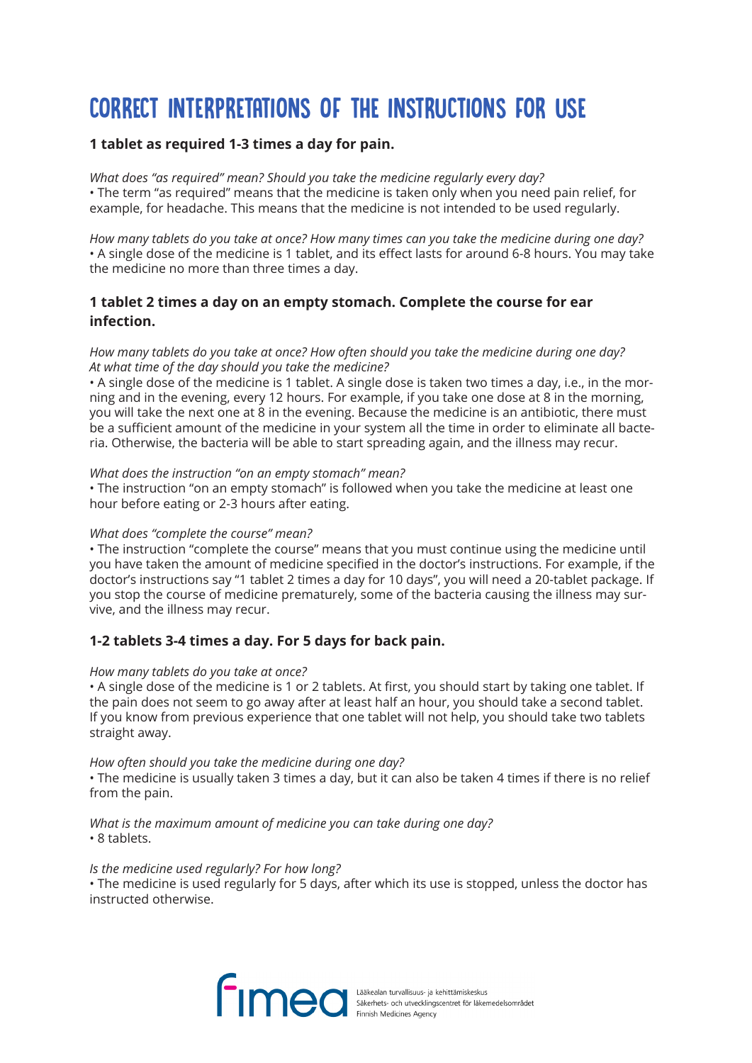# CORRECT INTERPRETATIONS OF THE INSTRUCTIONS FOR USE

### 1 tablet as required 1-3 times a day for pain.

*What does "as required" mean? Should you take the medicine regularly every day?*
• The term "as required" means that the medicine is taken only when you need pain relief, for example, for headache. This means that the medicine is not intended to be used regularly.

*How many tablets do you take at once? How many times can you take the medicine during one day?*
• A single dose of the medicine is 1 tablet, and its effect lasts for around 6-8 hours. You may take the medicine no more than three times a day.

### 1 tablet 2 times a day on an empty stomach. Complete the course for ear infection.

*How many tablets do you take at once? How often should you take the medicine during one day? At what time of the day should you take the medicine?*
• A single dose of the medicine is 1 tablet. A single dose is taken two times a day, i.e., in the morning and in the evening, every 12 hours. For example, if you take one dose at 8 in the morning, you will take the next one at 8 in the evening. Because the medicine is an antibiotic, there must be a sufficient amount of the medicine in your system all the time in order to eliminate all bacteria. Otherwise, the bacteria will be able to start spreading again, and the illness may recur.

*What does the instruction "on an empty stomach" mean?*
• The instruction "on an empty stomach" is followed when you take the medicine at least one hour before eating or 2-3 hours after eating.

*What does "complete the course" mean?*
• The instruction "complete the course" means that you must continue using the medicine until you have taken the amount of medicine specified in the doctor's instructions. For example, if the doctor's instructions say "1 tablet 2 times a day for 10 days", you will need a 20-tablet package. If you stop the course of medicine prematurely, some of the bacteria causing the illness may survive, and the illness may recur.

### 1-2 tablets 3-4 times a day. For 5 days for back pain.

*How many tablets do you take at once?*
• A single dose of the medicine is 1 or 2 tablets. At first, you should start by taking one tablet. If the pain does not seem to go away after at least half an hour, you should take a second tablet. If you know from previous experience that one tablet will not help, you should take two tablets straight away.

*How often should you take the medicine during one day?*
• The medicine is usually taken 3 times a day, but it can also be taken 4 times if there is no relief from the pain.

*What is the maximum amount of medicine you can take during one day?*
• 8 tablets.

*Is the medicine used regularly? For how long?*
• The medicine is used regularly for 5 days, after which its use is stopped, unless the doctor has instructed otherwise.

fimea
Lääkealan turvallisuus- ja kehittämiskeskus
Säkerhets- och utvecklingscentret för läkemedelsområdet
Finnish Medicines Agency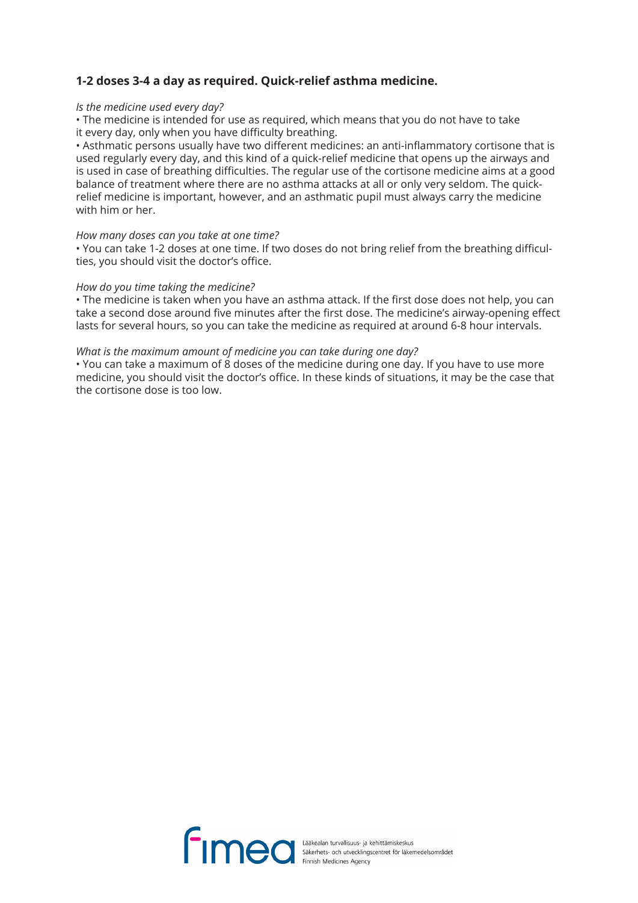### 1-2 doses 3-4 a day as required. Quick-relief asthma medicine.

*Is the medicine used every day?*

- The medicine is intended for use as required, which means that you do not have to take it every day, only when you have difficulty breathing.
- Asthmatic persons usually have two different medicines: an anti-inflammatory cortisone that is used regularly every day, and this kind of a quick-relief medicine that opens up the airways and is used in case of breathing difficulties. The regular use of the cortisone medicine aims at a good balance of treatment where there are no asthma attacks at all or only very seldom. The quick-relief medicine is important, however, and an asthmatic pupil must always carry the medicine with him or her.

*How many doses can you take at one time?*

- You can take 1-2 doses at one time. If two doses do not bring relief from the breathing difficulties, you should visit the doctor's office.

*How do you time taking the medicine?*

- The medicine is taken when you have an asthma attack. If the first dose does not help, you can take a second dose around five minutes after the first dose. The medicine's airway-opening effect lasts for several hours, so you can take the medicine as required at around 6-8 hour intervals.

*What is the maximum amount of medicine you can take during one day?*

- You can take a maximum of 8 doses of the medicine during one day. If you have to use more medicine, you should visit the doctor's office. In these kinds of situations, it may be the case that the cortisone dose is too low.

fimea

Lääkealan turvallisuus- ja kehittämiskeskus
Säkerhets- och utvecklingscentret för läkemedelsområdet
Finnish Medicines Agency